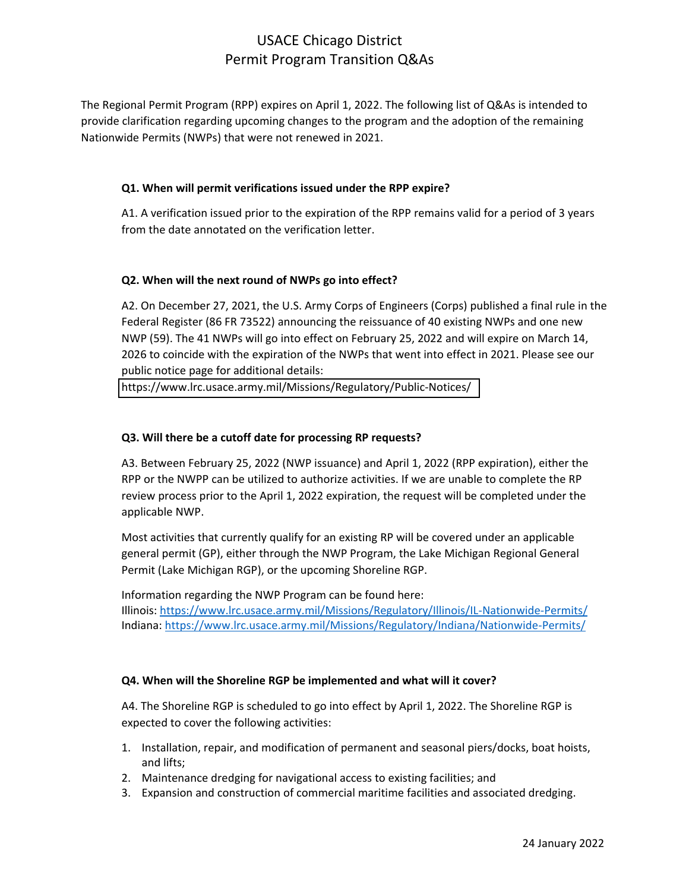# USACE Chicago District
# Permit Program Transition Q&As

The Regional Permit Program (RPP) expires on April 1, 2022. The following list of Q&As is intended to provide clarification regarding upcoming changes to the program and the adoption of the remaining Nationwide Permits (NWPs) that were not renewed in 2021.

**Q1. When will permit verifications issued under the RPP expire?**

A1. A verification issued prior to the expiration of the RPP remains valid for a period of 3 years from the date annotated on the verification letter.

**Q2. When will the next round of NWPs go into effect?**

A2. On December 27, 2021, the U.S. Army Corps of Engineers (Corps) published a final rule in the Federal Register (86 FR 73522) announcing the reissuance of 40 existing NWPs and one new NWP (59). The 41 NWPs will go into effect on February 25, 2022 and will expire on March 14, 2026 to coincide with the expiration of the NWPs that went into effect in 2021. Please see our public notice page for additional details:
https://www.lrc.usace.army.mil/Missions/Regulatory/Public-Notices/

**Q3. Will there be a cutoff date for processing RP requests?**

A3. Between February 25, 2022 (NWP issuance) and April 1, 2022 (RPP expiration), either the RPP or the NWPP can be utilized to authorize activities. If we are unable to complete the RP review process prior to the April 1, 2022 expiration, the request will be completed under the applicable NWP.

Most activities that currently qualify for an existing RP will be covered under an applicable general permit (GP), either through the NWP Program, the Lake Michigan Regional General Permit (Lake Michigan RGP), or the upcoming Shoreline RGP.

Information regarding the NWP Program can be found here:
Illinois: https://www.lrc.usace.army.mil/Missions/Regulatory/Illinois/IL-Nationwide-Permits/
Indiana: https://www.lrc.usace.army.mil/Missions/Regulatory/Indiana/Nationwide-Permits/

**Q4. When will the Shoreline RGP be implemented and what will it cover?**

A4. The Shoreline RGP is scheduled to go into effect by April 1, 2022. The Shoreline RGP is expected to cover the following activities:

1. Installation, repair, and modification of permanent and seasonal piers/docks, boat hoists, and lifts;
2. Maintenance dredging for navigational access to existing facilities; and
3. Expansion and construction of commercial maritime facilities and associated dredging.

24 January 2022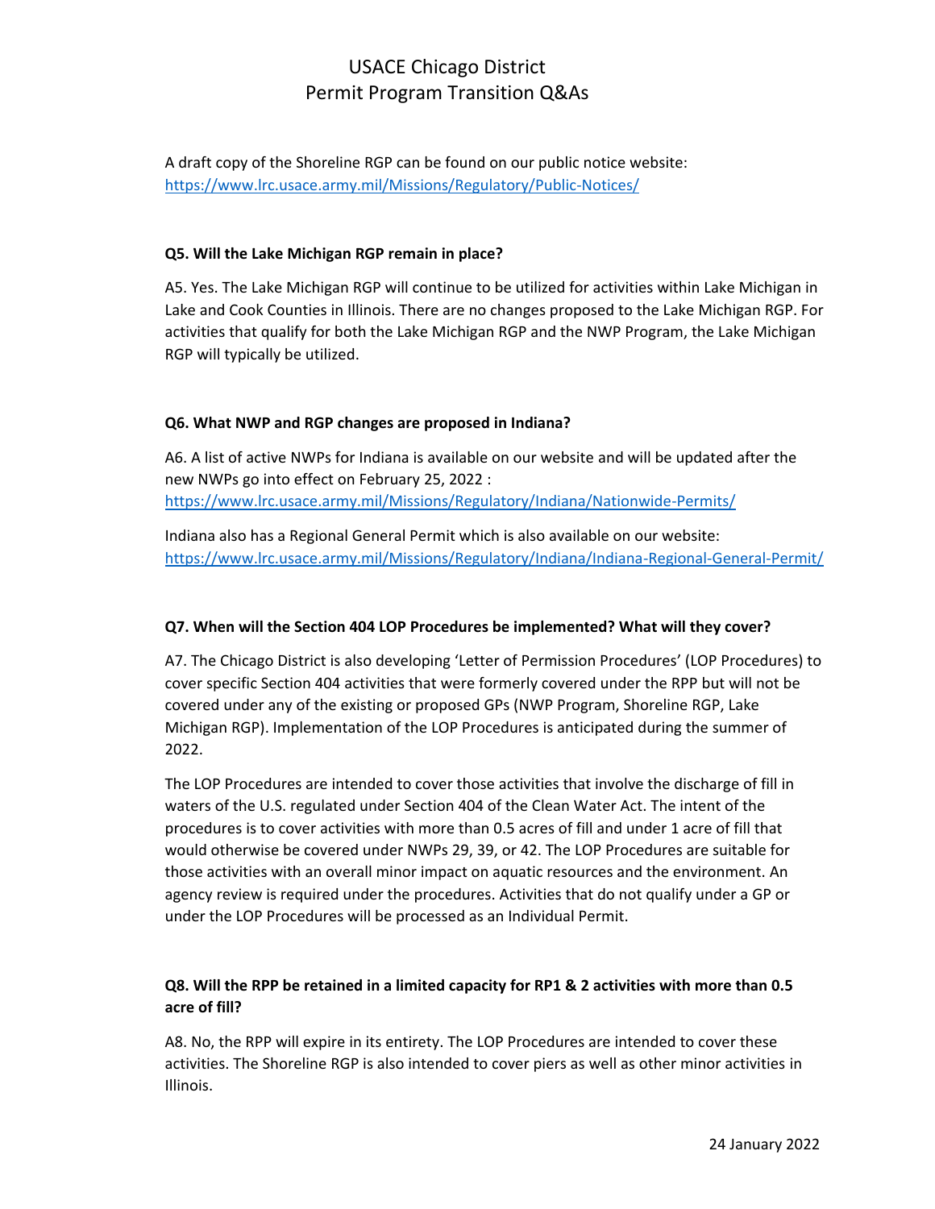A draft copy of the Shoreline RGP can be found on our public notice website: https://www.lrc.usace.army.mil/Missions/Regulatory/Public-Notices/

**Q5. Will the Lake Michigan RGP remain in place?**

A5. Yes. The Lake Michigan RGP will continue to be utilized for activities within Lake Michigan in Lake and Cook Counties in Illinois. There are no changes proposed to the Lake Michigan RGP. For activities that qualify for both the Lake Michigan RGP and the NWP Program, the Lake Michigan RGP will typically be utilized.

**Q6. What NWP and RGP changes are proposed in Indiana?**

A6. A list of active NWPs for Indiana is available on our website and will be updated after the new NWPs go into effect on February 25, 2022 : https://www.lrc.usace.army.mil/Missions/Regulatory/Indiana/Nationwide-Permits/

Indiana also has a Regional General Permit which is also available on our website: https://www.lrc.usace.army.mil/Missions/Regulatory/Indiana/Indiana-Regional-General-Permit/

**Q7. When will the Section 404 LOP Procedures be implemented? What will they cover?**

A7. The Chicago District is also developing 'Letter of Permission Procedures' (LOP Procedures) to cover specific Section 404 activities that were formerly covered under the RPP but will not be covered under any of the existing or proposed GPs (NWP Program, Shoreline RGP, Lake Michigan RGP). Implementation of the LOP Procedures is anticipated during the summer of 2022.

The LOP Procedures are intended to cover those activities that involve the discharge of fill in waters of the U.S. regulated under Section 404 of the Clean Water Act. The intent of the procedures is to cover activities with more than 0.5 acres of fill and under 1 acre of fill that would otherwise be covered under NWPs 29, 39, or 42. The LOP Procedures are suitable for those activities with an overall minor impact on aquatic resources and the environment. An agency review is required under the procedures. Activities that do not qualify under a GP or under the LOP Procedures will be processed as an Individual Permit.

**Q8. Will the RPP be retained in a limited capacity for RP1 & 2 activities with more than 0.5 acre of fill?**

A8. No, the RPP will expire in its entirety. The LOP Procedures are intended to cover these activities. The Shoreline RGP is also intended to cover piers as well as other minor activities in Illinois.